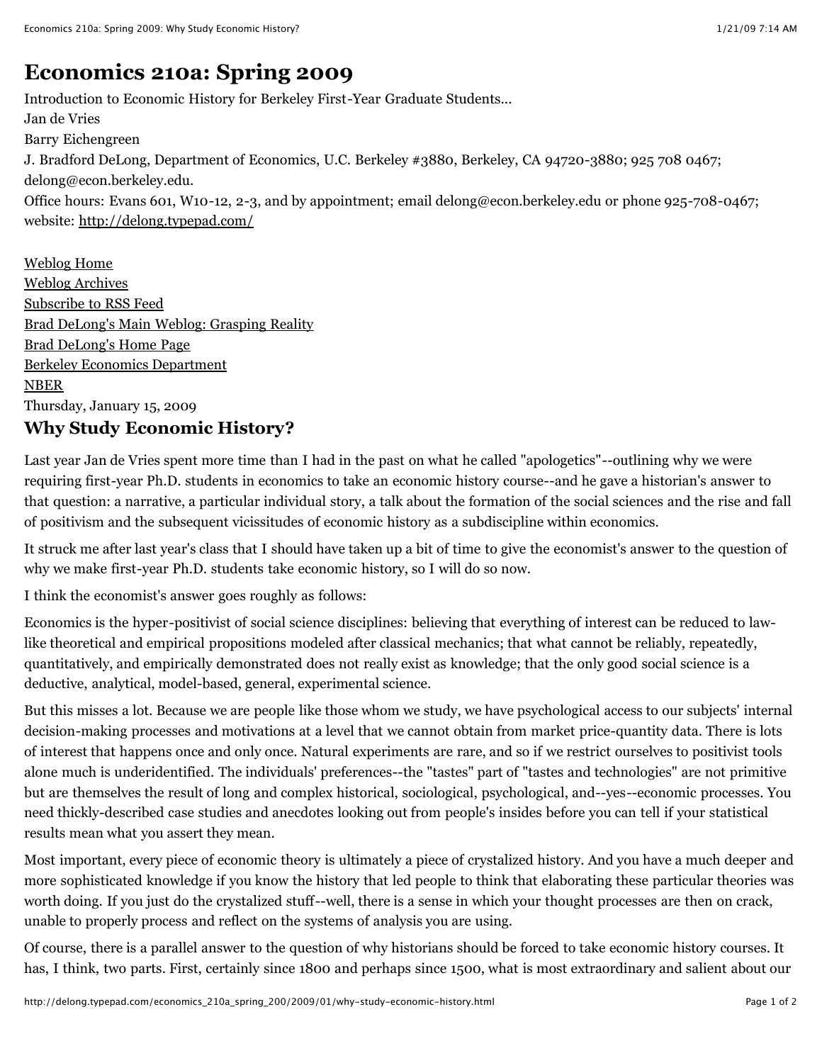# Economics 210a: Spring 2009

Introduction to Economic History for Berkeley First-Year Graduate Students...
Jan de Vries
Barry Eichengreen
J. Bradford DeLong, Department of Economics, U.C. Berkeley #3880, Berkeley, CA 94720-3880; 925 708 0467; delong@econ.berkeley.edu.
Office hours: Evans 601, W10-12, 2-3, and by appointment; email delong@econ.berkeley.edu or phone 925-708-0467; website: http://delong.typepad.com/

Weblog Home
Weblog Archives
Subscribe to RSS Feed
Brad DeLong's Main Weblog: Grasping Reality
Brad DeLong's Home Page
Berkeley Economics Department
NBER

Thursday, January 15, 2009

## Why Study Economic History?

Last year Jan de Vries spent more time than I had in the past on what he called "apologetics"--outlining why we were requiring first-year Ph.D. students in economics to take an economic history course--and he gave a historian's answer to that question: a narrative, a particular individual story, a talk about the formation of the social sciences and the rise and fall of positivism and the subsequent vicissitudes of economic history as a subdiscipline within economics.

It struck me after last year's class that I should have taken up a bit of time to give the economist's answer to the question of why we make first-year Ph.D. students take economic history, so I will do so now.

I think the economist's answer goes roughly as follows:

Economics is the hyper-positivist of social science disciplines: believing that everything of interest can be reduced to law-like theoretical and empirical propositions modeled after classical mechanics; that what cannot be reliably, repeatedly, quantitatively, and empirically demonstrated does not really exist as knowledge; that the only good social science is a deductive, analytical, model-based, general, experimental science.

But this misses a lot. Because we are people like those whom we study, we have psychological access to our subjects' internal decision-making processes and motivations at a level that we cannot obtain from market price-quantity data. There is lots of interest that happens once and only once. Natural experiments are rare, and so if we restrict ourselves to positivist tools alone much is underidentified. The individuals' preferences--the "tastes" part of "tastes and technologies" are not primitive but are themselves the result of long and complex historical, sociological, psychological, and--yes--economic processes. You need thickly-described case studies and anecdotes looking out from people's insides before you can tell if your statistical results mean what you assert they mean.

Most important, every piece of economic theory is ultimately a piece of crystalized history. And you have a much deeper and more sophisticated knowledge if you know the history that led people to think that elaborating these particular theories was worth doing. If you just do the crystalized stuff--well, there is a sense in which your thought processes are then on crack, unable to properly process and reflect on the systems of analysis you are using.

Of course, there is a parallel answer to the question of why historians should be forced to take economic history courses. It has, I think, two parts. First, certainly since 1800 and perhaps since 1500, what is most extraordinary and salient about our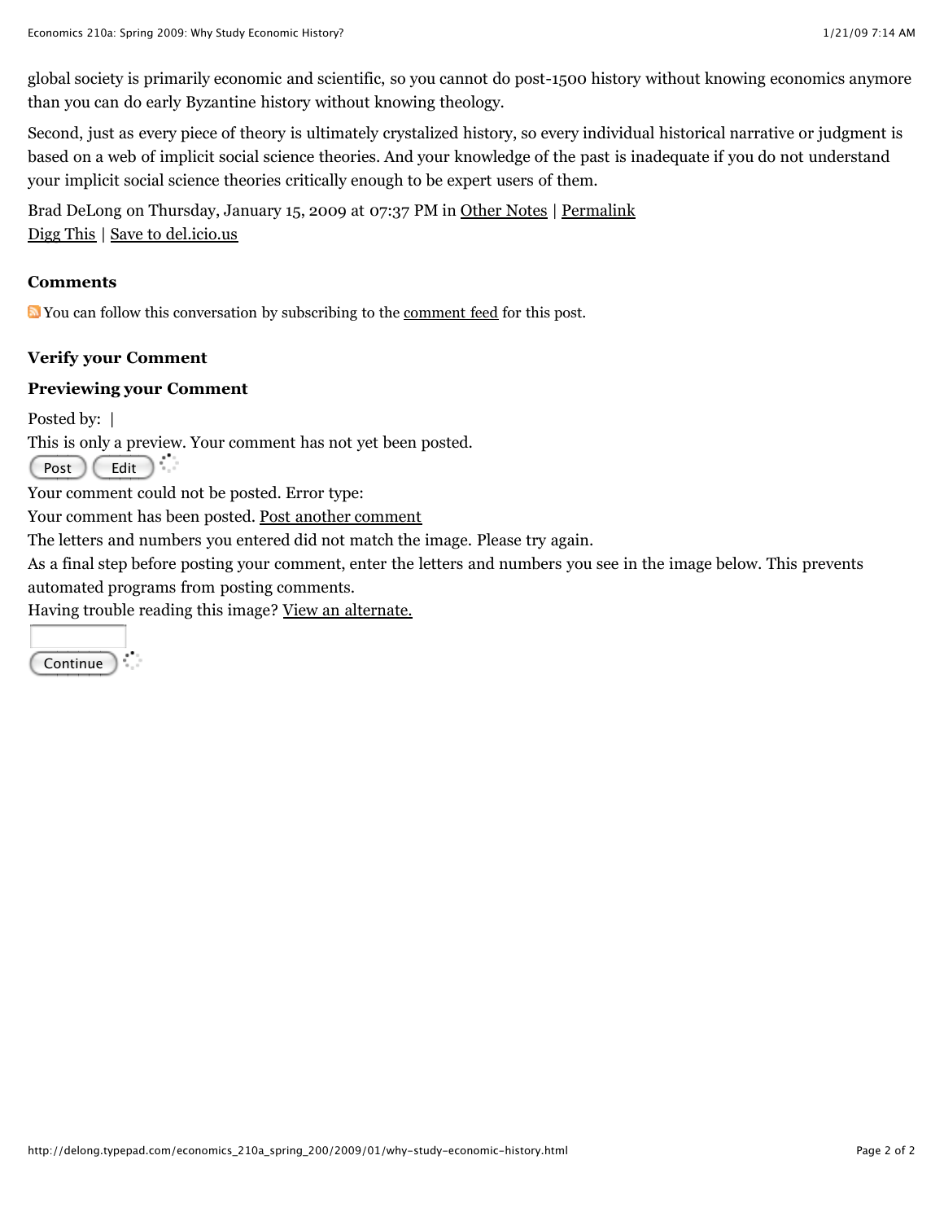global society is primarily economic and scientific, so you cannot do post-1500 history without knowing economics anymore than you can do early Byzantine history without knowing theology.

Second, just as every piece of theory is ultimately crystalized history, so every individual historical narrative or judgment is based on a web of implicit social science theories. And your knowledge of the past is inadequate if you do not understand your implicit social science theories critically enough to be expert users of them.

Brad DeLong on Thursday, January 15, 2009 at 07:37 PM in Other Notes | Permalink
Digg This | Save to del.icio.us

### Comments

You can follow this conversation by subscribing to the comment feed for this post.

### Verify your Comment

### Previewing your Comment

Posted by: |
This is only a preview. Your comment has not yet been posted.

Post Edit

Your comment could not be posted. Error type:
Your comment has been posted. Post another comment
The letters and numbers you entered did not match the image. Please try again.
As a final step before posting your comment, enter the letters and numbers you see in the image below. This prevents automated programs from posting comments.
Having trouble reading this image? View an alternate.

Continue